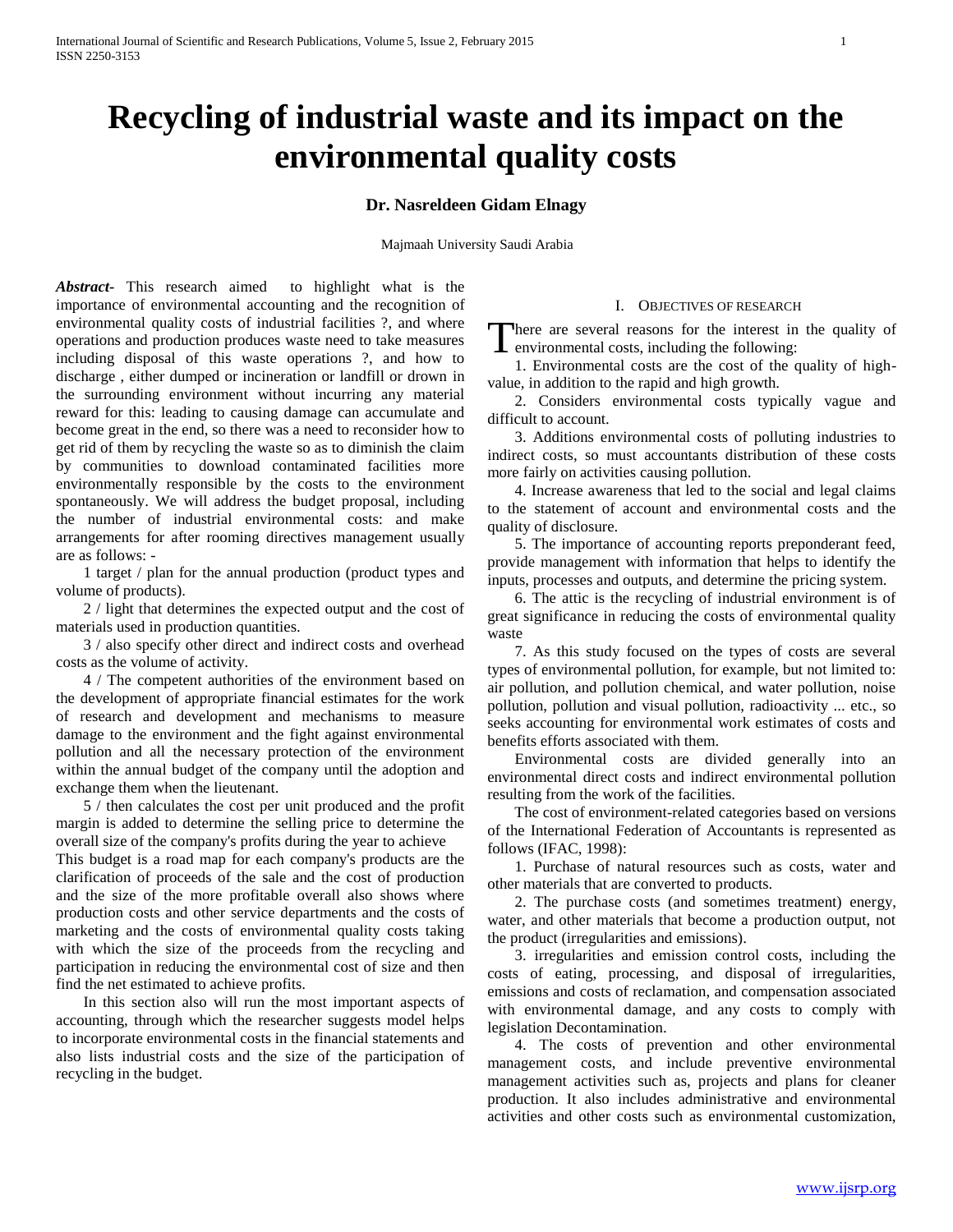# Recycling of industrial waste and its impact on the environmental quality costs

**Dr. Nasreldeen Gidam Elnagy**

Majmaah University Saudi Arabia

***Abstract-*** This research aimed to highlight what is the importance of environmental accounting and the recognition of environmental quality costs of industrial facilities ?, and where operations and production produces waste need to take measures including disposal of this waste operations ?, and how to discharge , either dumped or incineration or landfill or drown in the surrounding environment without incurring any material reward for this: leading to causing damage can accumulate and become great in the end, so there was a need to reconsider how to get rid of them by recycling the waste so as to diminish the claim by communities to download contaminated facilities more environmentally responsible by the costs to the environment spontaneously. We will address the budget proposal, including the number of industrial environmental costs: and make arrangements for after rooming directives management usually are as follows: -

1 target / plan for the annual production (product types and volume of products).

2 / light that determines the expected output and the cost of materials used in production quantities.

3 / also specify other direct and indirect costs and overhead costs as the volume of activity.

4 / The competent authorities of the environment based on the development of appropriate financial estimates for the work of research and development and mechanisms to measure damage to the environment and the fight against environmental pollution and all the necessary protection of the environment within the annual budget of the company until the adoption and exchange them when the lieutenant.

5 / then calculates the cost per unit produced and the profit margin is added to determine the selling price to determine the overall size of the company's profits during the year to achieve This budget is a road map for each company's products are the clarification of proceeds of the sale and the cost of production and the size of the more profitable overall also shows where production costs and other service departments and the costs of marketing and the costs of environmental quality costs taking with which the size of the proceeds from the recycling and participation in reducing the environmental cost of size and then find the net estimated to achieve profits.

In this section also will run the most important aspects of accounting, through which the researcher suggests model helps to incorporate environmental costs in the financial statements and also lists industrial costs and the size of the participation of recycling in the budget.

## I. Objectives of Research

There are several reasons for the interest in the quality of environmental costs, including the following:

1. Environmental costs are the cost of the quality of high-value, in addition to the rapid and high growth.

2. Considers environmental costs typically vague and difficult to account.

3. Additions environmental costs of polluting industries to indirect costs, so must accountants distribution of these costs more fairly on activities causing pollution.

4. Increase awareness that led to the social and legal claims to the statement of account and environmental costs and the quality of disclosure.

5. The importance of accounting reports preponderant feed, provide management with information that helps to identify the inputs, processes and outputs, and determine the pricing system.

6. The attic is the recycling of industrial environment is of great significance in reducing the costs of environmental quality waste

7. As this study focused on the types of costs are several types of environmental pollution, for example, but not limited to: air pollution, and pollution chemical, and water pollution, noise pollution, pollution and visual pollution, radioactivity ... etc., so seeks accounting for environmental work estimates of costs and benefits efforts associated with them.

Environmental costs are divided generally into an environmental direct costs and indirect environmental pollution resulting from the work of the facilities.

The cost of environment-related categories based on versions of the International Federation of Accountants is represented as follows (IFAC, 1998):

1. Purchase of natural resources such as costs, water and other materials that are converted to products.

2. The purchase costs (and sometimes treatment) energy, water, and other materials that become a production output, not the product (irregularities and emissions).

3. irregularities and emission control costs, including the costs of eating, processing, and disposal of irregularities, emissions and costs of reclamation, and compensation associated with environmental damage, and any costs to comply with legislation Decontamination.

4. The costs of prevention and other environmental management costs, and include preventive environmental management activities such as, projects and plans for cleaner production. It also includes administrative and environmental activities and other costs such as environmental customization,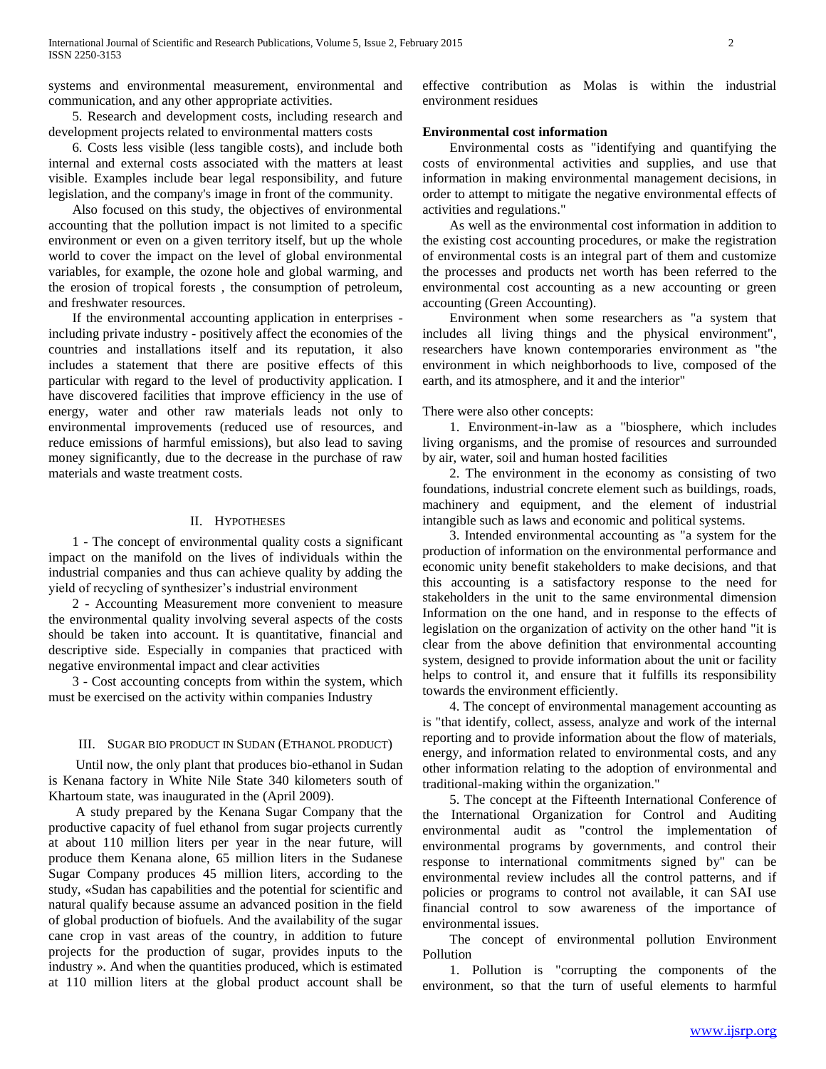systems and environmental measurement, environmental and communication, and any other appropriate activities.

5. Research and development costs, including research and development projects related to environmental matters costs

6. Costs less visible (less tangible costs), and include both internal and external costs associated with the matters at least visible. Examples include bear legal responsibility, and future legislation, and the company's image in front of the community.

Also focused on this study, the objectives of environmental accounting that the pollution impact is not limited to a specific environment or even on a given territory itself, but up the whole world to cover the impact on the level of global environmental variables, for example, the ozone hole and global warming, and the erosion of tropical forests , the consumption of petroleum, and freshwater resources.

If the environmental accounting application in enterprises - including private industry - positively affect the economies of the countries and installations itself and its reputation, it also includes a statement that there are positive effects of this particular with regard to the level of productivity application. I have discovered facilities that improve efficiency in the use of energy, water and other raw materials leads not only to environmental improvements (reduced use of resources, and reduce emissions of harmful emissions), but also lead to saving money significantly, due to the decrease in the purchase of raw materials and waste treatment costs.

## II. Hypotheses

1 - The concept of environmental quality costs a significant impact on the manifold on the lives of individuals within the industrial companies and thus can achieve quality by adding the yield of recycling of synthesizer's industrial environment

2 - Accounting Measurement more convenient to measure the environmental quality involving several aspects of the costs should be taken into account. It is quantitative, financial and descriptive side. Especially in companies that practiced with negative environmental impact and clear activities

3 - Cost accounting concepts from within the system, which must be exercised on the activity within companies Industry

## III. Sugar bio product in Sudan (Ethanol product)

Until now, the only plant that produces bio-ethanol in Sudan is Kenana factory in White Nile State 340 kilometers south of Khartoum state, was inaugurated in the (April 2009).

A study prepared by the Kenana Sugar Company that the productive capacity of fuel ethanol from sugar projects currently at about 110 million liters per year in the near future, will produce them Kenana alone, 65 million liters in the Sudanese Sugar Company produces 45 million liters, according to the study, «Sudan has capabilities and the potential for scientific and natural qualify because assume an advanced position in the field of global production of biofuels. And the availability of the sugar cane crop in vast areas of the country, in addition to future projects for the production of sugar, provides inputs to the industry ». And when the quantities produced, which is estimated at 110 million liters at the global product account shall be effective contribution as Molas is within the industrial environment residues

**Environmental cost information**

Environmental costs as "identifying and quantifying the costs of environmental activities and supplies, and use that information in making environmental management decisions, in order to attempt to mitigate the negative environmental effects of activities and regulations."

As well as the environmental cost information in addition to the existing cost accounting procedures, or make the registration of environmental costs is an integral part of them and customize the processes and products net worth has been referred to the environmental cost accounting as a new accounting or green accounting (Green Accounting).

Environment when some researchers as "a system that includes all living things and the physical environment", researchers have known contemporaries environment as "the environment in which neighborhoods to live, composed of the earth, and its atmosphere, and it and the interior"

There were also other concepts:

1. Environment-in-law as a "biosphere, which includes living organisms, and the promise of resources and surrounded by air, water, soil and human hosted facilities

2. The environment in the economy as consisting of two foundations, industrial concrete element such as buildings, roads, machinery and equipment, and the element of industrial intangible such as laws and economic and political systems.

3. Intended environmental accounting as "a system for the production of information on the environmental performance and economic unity benefit stakeholders to make decisions, and that this accounting is a satisfactory response to the need for stakeholders in the unit to the same environmental dimension Information on the one hand, and in response to the effects of legislation on the organization of activity on the other hand "it is clear from the above definition that environmental accounting system, designed to provide information about the unit or facility helps to control it, and ensure that it fulfills its responsibility towards the environment efficiently.

4. The concept of environmental management accounting as is "that identify, collect, assess, analyze and work of the internal reporting and to provide information about the flow of materials, energy, and information related to environmental costs, and any other information relating to the adoption of environmental and traditional-making within the organization."

5. The concept at the Fifteenth International Conference of the International Organization for Control and Auditing environmental audit as "control the implementation of environmental programs by governments, and control their response to international commitments signed by" can be environmental review includes all the control patterns, and if policies or programs to control not available, it can SAI use financial control to sow awareness of the importance of environmental issues.

The concept of environmental pollution Environment Pollution

1. Pollution is "corrupting the components of the environment, so that the turn of useful elements to harmful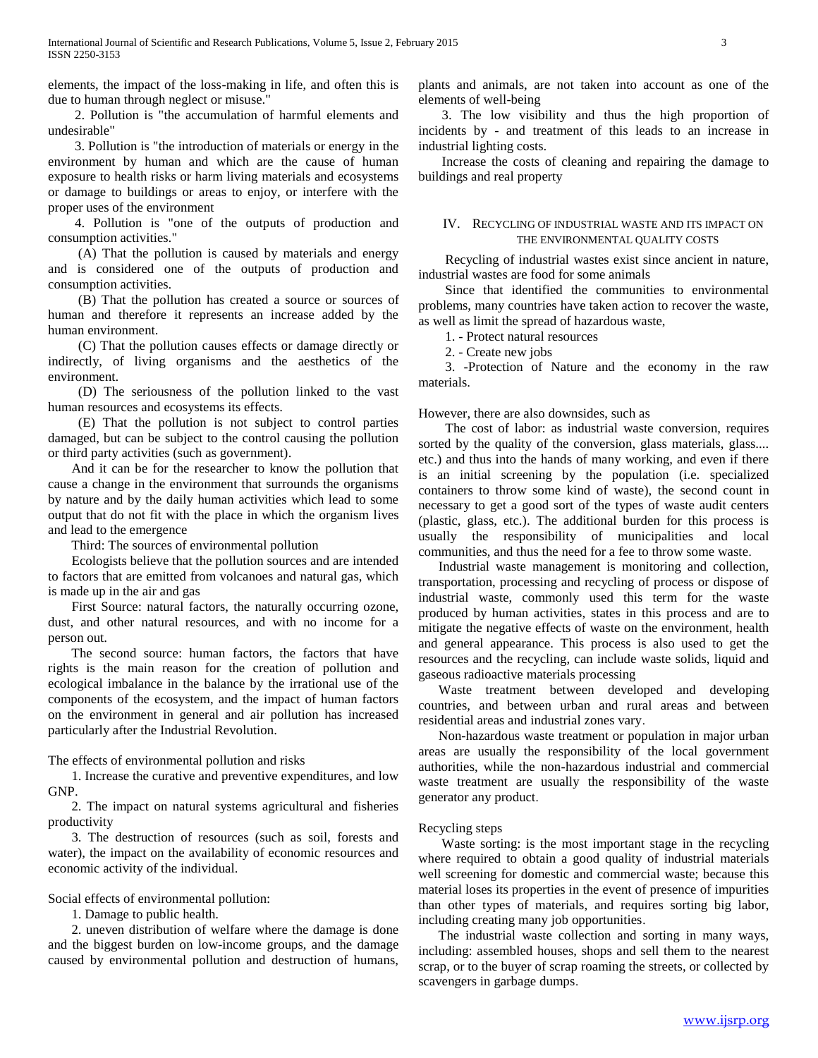elements, the impact of the loss-making in life, and often this is due to human through neglect or misuse."

2. Pollution is "the accumulation of harmful elements and undesirable"

3. Pollution is "the introduction of materials or energy in the environment by human and which are the cause of human exposure to health risks or harm living materials and ecosystems or damage to buildings or areas to enjoy, or interfere with the proper uses of the environment

4. Pollution is "one of the outputs of production and consumption activities."

(A) That the pollution is caused by materials and energy and is considered one of the outputs of production and consumption activities.

(B) That the pollution has created a source or sources of human and therefore it represents an increase added by the human environment.

(C) That the pollution causes effects or damage directly or indirectly, of living organisms and the aesthetics of the environment.

(D) The seriousness of the pollution linked to the vast human resources and ecosystems its effects.

(E) That the pollution is not subject to control parties damaged, but can be subject to the control causing the pollution or third party activities (such as government).

And it can be for the researcher to know the pollution that cause a change in the environment that surrounds the organisms by nature and by the daily human activities which lead to some output that do not fit with the place in which the organism lives and lead to the emergence

Third: The sources of environmental pollution

Ecologists believe that the pollution sources and are intended to factors that are emitted from volcanoes and natural gas, which is made up in the air and gas

First Source: natural factors, the naturally occurring ozone, dust, and other natural resources, and with no income for a person out.

The second source: human factors, the factors that have rights is the main reason for the creation of pollution and ecological imbalance in the balance by the irrational use of the components of the ecosystem, and the impact of human factors on the environment in general and air pollution has increased particularly after the Industrial Revolution.

The effects of environmental pollution and risks

1. Increase the curative and preventive expenditures, and low GNP.

2. The impact on natural systems agricultural and fisheries productivity

3. The destruction of resources (such as soil, forests and water), the impact on the availability of economic resources and economic activity of the individual.

Social effects of environmental pollution:

1. Damage to public health.

2. uneven distribution of welfare where the damage is done and the biggest burden on low-income groups, and the damage caused by environmental pollution and destruction of humans, plants and animals, are not taken into account as one of the elements of well-being

3. The low visibility and thus the high proportion of incidents by - and treatment of this leads to an increase in industrial lighting costs.

Increase the costs of cleaning and repairing the damage to buildings and real property

## IV. Recycling of Industrial Waste and Its Impact on the Environmental Quality Costs

Recycling of industrial wastes exist since ancient in nature, industrial wastes are food for some animals

Since that identified the communities to environmental problems, many countries have taken action to recover the waste, as well as limit the spread of hazardous waste,

1. - Protect natural resources

2. - Create new jobs

3. -Protection of Nature and the economy in the raw materials.

However, there are also downsides, such as

The cost of labor: as industrial waste conversion, requires sorted by the quality of the conversion, glass materials, glass.... etc.) and thus into the hands of many working, and even if there is an initial screening by the population (i.e. specialized containers to throw some kind of waste), the second count in necessary to get a good sort of the types of waste audit centers (plastic, glass, etc.). The additional burden for this process is usually the responsibility of municipalities and local communities, and thus the need for a fee to throw some waste.

Industrial waste management is monitoring and collection, transportation, processing and recycling of process or dispose of industrial waste, commonly used this term for the waste produced by human activities, states in this process and are to mitigate the negative effects of waste on the environment, health and general appearance. This process is also used to get the resources and the recycling, can include waste solids, liquid and gaseous radioactive materials processing

Waste treatment between developed and developing countries, and between urban and rural areas and between residential areas and industrial zones vary.

Non-hazardous waste treatment or population in major urban areas are usually the responsibility of the local government authorities, while the non-hazardous industrial and commercial waste treatment are usually the responsibility of the waste generator any product.

Recycling steps

Waste sorting: is the most important stage in the recycling where required to obtain a good quality of industrial materials well screening for domestic and commercial waste; because this material loses its properties in the event of presence of impurities than other types of materials, and requires sorting big labor, including creating many job opportunities.

The industrial waste collection and sorting in many ways, including: assembled houses, shops and sell them to the nearest scrap, or to the buyer of scrap roaming the streets, or collected by scavengers in garbage dumps.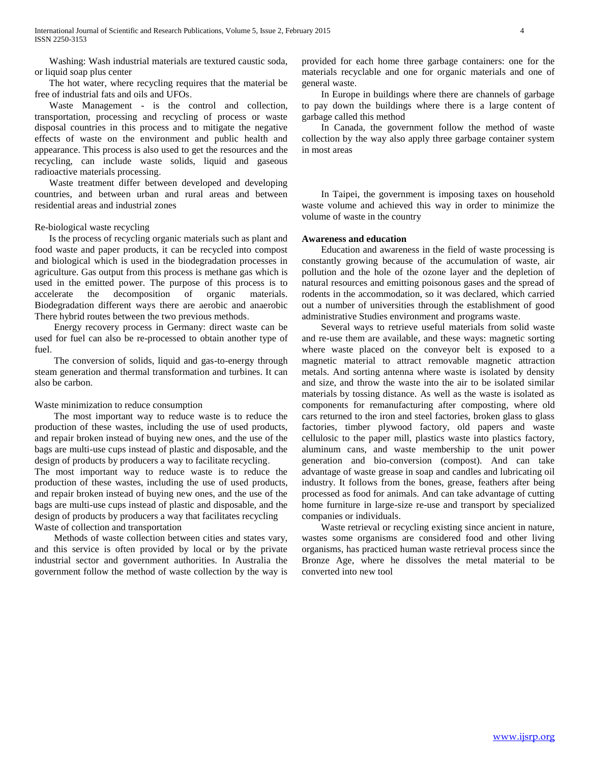Washing: Wash industrial materials are textured caustic soda, or liquid soap plus center

The hot water, where recycling requires that the material be free of industrial fats and oils and UFOs.

Waste Management - is the control and collection, transportation, processing and recycling of process or waste disposal countries in this process and to mitigate the negative effects of waste on the environment and public health and appearance. This process is also used to get the resources and the recycling, can include waste solids, liquid and gaseous radioactive materials processing.

Waste treatment differ between developed and developing countries, and between urban and rural areas and between residential areas and industrial zones

Re-biological waste recycling

Is the process of recycling organic materials such as plant and food waste and paper products, it can be recycled into compost and biological which is used in the biodegradation processes in agriculture. Gas output from this process is methane gas which is used in the emitted power. The purpose of this process is to accelerate the decomposition of organic materials. Biodegradation different ways there are aerobic and anaerobic There hybrid routes between the two previous methods.

Energy recovery process in Germany: direct waste can be used for fuel can also be re-processed to obtain another type of fuel.

The conversion of solids, liquid and gas-to-energy through steam generation and thermal transformation and turbines. It can also be carbon.

Waste minimization to reduce consumption

The most important way to reduce waste is to reduce the production of these wastes, including the use of used products, and repair broken instead of buying new ones, and the use of the bags are multi-use cups instead of plastic and disposable, and the design of products by producers a way to facilitate recycling.

The most important way to reduce waste is to reduce the production of these wastes, including the use of used products, and repair broken instead of buying new ones, and the use of the bags are multi-use cups instead of plastic and disposable, and the design of products by producers a way that facilitates recycling

Waste of collection and transportation

Methods of waste collection between cities and states vary, and this service is often provided by local or by the private industrial sector and government authorities. In Australia the government follow the method of waste collection by the way is provided for each home three garbage containers: one for the materials recyclable and one for organic materials and one of general waste.

In Europe in buildings where there are channels of garbage to pay down the buildings where there is a large content of garbage called this method

In Canada, the government follow the method of waste collection by the way also apply three garbage container system in most areas

In Taipei, the government is imposing taxes on household waste volume and achieved this way in order to minimize the volume of waste in the country

**Awareness and education**

Education and awareness in the field of waste processing is constantly growing because of the accumulation of waste, air pollution and the hole of the ozone layer and the depletion of natural resources and emitting poisonous gases and the spread of rodents in the accommodation, so it was declared, which carried out a number of universities through the establishment of good administrative Studies environment and programs waste.

Several ways to retrieve useful materials from solid waste and re-use them are available, and these ways: magnetic sorting where waste placed on the conveyor belt is exposed to a magnetic material to attract removable magnetic attraction metals. And sorting antenna where waste is isolated by density and size, and throw the waste into the air to be isolated similar materials by tossing distance. As well as the waste is isolated as components for remanufacturing after composting, where old cars returned to the iron and steel factories, broken glass to glass factories, timber plywood factory, old papers and waste cellulosic to the paper mill, plastics waste into plastics factory, aluminum cans, and waste membership to the unit power generation and bio-conversion (compost). And can take advantage of waste grease in soap and candles and lubricating oil industry. It follows from the bones, grease, feathers after being processed as food for animals. And can take advantage of cutting home furniture in large-size re-use and transport by specialized companies or individuals.

Waste retrieval or recycling existing since ancient in nature, wastes some organisms are considered food and other living organisms, has practiced human waste retrieval process since the Bronze Age, where he dissolves the metal material to be converted into new tool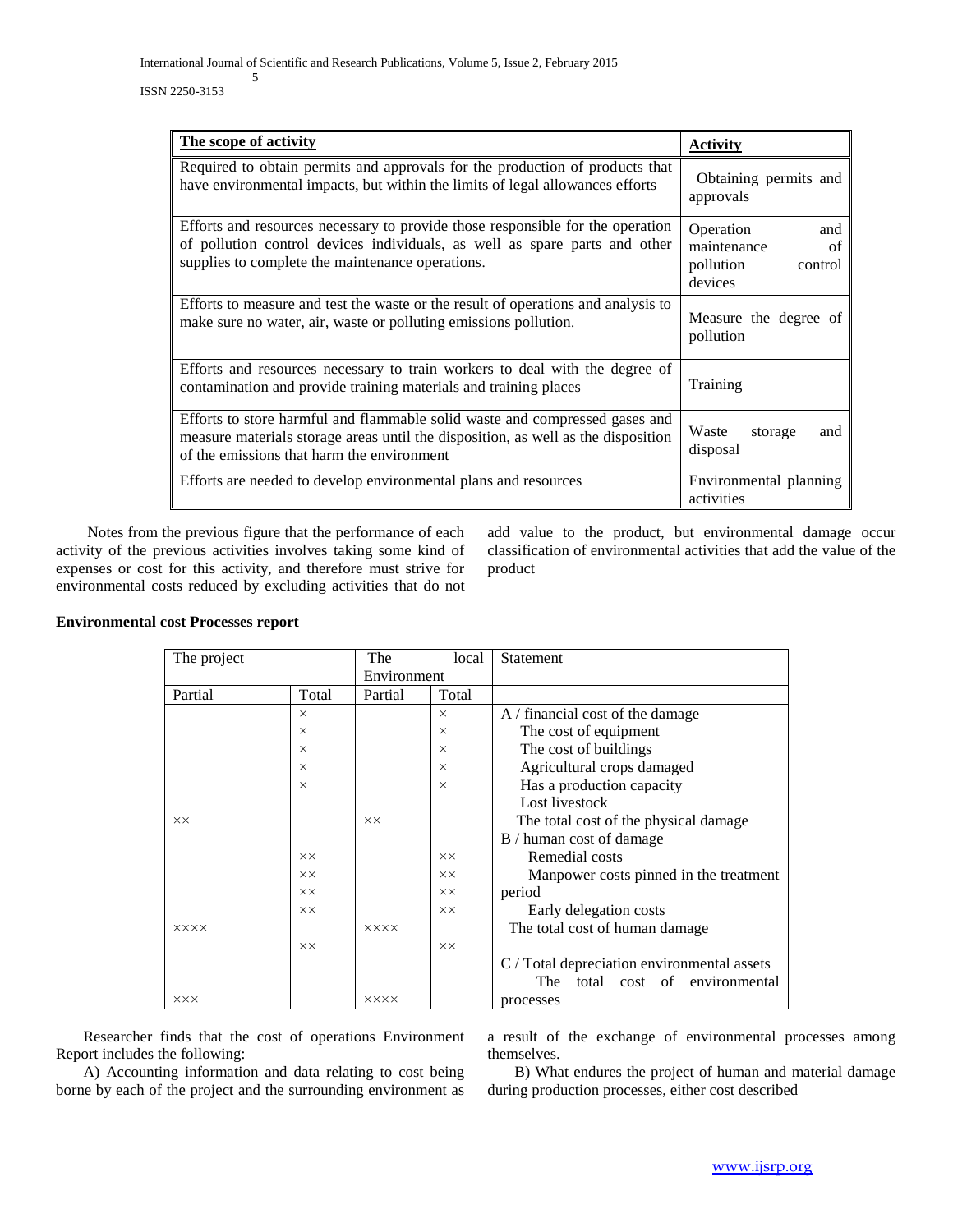| The scope of activity | Activity |
|---|---|
| Required to obtain permits and approvals for the production of products that have environmental impacts, but within the limits of legal allowances efforts | Obtaining permits and approvals |
| Efforts and resources necessary to provide those responsible for the operation of pollution control devices individuals, as well as spare parts and other supplies to complete the maintenance operations. | Operation and maintenance of pollution control devices |
| Efforts to measure and test the waste or the result of operations and analysis to make sure no water, air, waste or polluting emissions pollution. | Measure the degree of pollution |
| Efforts and resources necessary to train workers to deal with the degree of contamination and provide training materials and training places | Training |
| Efforts to store harmful and flammable solid waste and compressed gases and measure materials storage areas until the disposition, as well as the disposition of the emissions that harm the environment | Waste storage and disposal |
| Efforts are needed to develop environmental plans and resources | Environmental planning activities |

Notes from the previous figure that the performance of each activity of the previous activities involves taking some kind of expenses or cost for this activity, and therefore must strive for environmental costs reduced by excluding activities that do not add value to the product, but environmental damage occur classification of environmental activities that add the value of the product

**Environmental cost Processes report**

| The project | | The local Environment | | Statement |
|---|---|---|---|---|
| Partial | Total | Partial | Total | |
| | × | | × | A / financial cost of the damage |
| | × | | × | The cost of equipment |
| | × | | × | The cost of buildings |
| | × | | × | Agricultural crops damaged |
| | × | | × | Has a production capacity |
| | | | | Lost livestock |
| ×× | | ×× | | The total cost of the physical damage |
| | | | | B / human cost of damage |
| | ×× | | ×× | Remedial costs |
| | ×× | | ×× | Manpower costs pinned in the treatment |
| | ×× | | ×× | period |
| | ×× | | ×× | Early delegation costs |
| ×××× | | ×××× | | The total cost of human damage |
| | ×× | | ×× | |
| | | | | C / Total depreciation environmental assets |
| ××× | | ×××× | | The total cost of environmental processes |

Researcher finds that the cost of operations Environment Report includes the following:

A) Accounting information and data relating to cost being borne by each of the project and the surrounding environment as a result of the exchange of environmental processes among themselves.

B) What endures the project of human and material damage during production processes, either cost described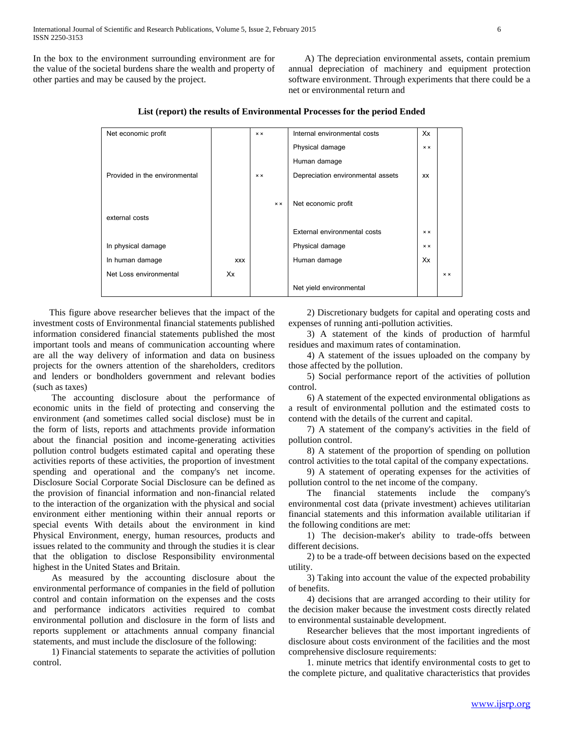In the box to the environment surrounding environment are for the value of the societal burdens share the wealth and property of other parties and may be caused by the project.

A) The depreciation environmental assets, contain premium annual depreciation of machinery and equipment protection software environment. Through experiments that there could be a net or environmental return and

**List (report) the results of Environmental Processes for the period Ended**

| | | | | | |
|---|---|---|---|---|---|
| Net economic profit | | ×× | Internal environmental costs | Xx | |
| | | | Physical damage | ×× | |
| | | | Human damage | | |
| Provided in the environmental | | ×× | Depreciation environmental assets | xx | |
| | | ×× | Net economic profit | | |
| external costs | | | | | |
| | | | External environmental costs | ×× | |
| In physical damage | | | Physical damage | ×× | |
| In human damage | xxx | | Human damage | Xx | |
| Net Loss environmental | Xx | | | | ×× |
| | | | Net yield environmental | | |

This figure above researcher believes that the impact of the investment costs of Environmental financial statements published information considered financial statements published the most important tools and means of communication accounting where are all the way delivery of information and data on business projects for the owners attention of the shareholders, creditors and lenders or bondholders government and relevant bodies (such as taxes)

The accounting disclosure about the performance of economic units in the field of protecting and conserving the environment (and sometimes called social disclose) must be in the form of lists, reports and attachments provide information about the financial position and income-generating activities pollution control budgets estimated capital and operating these activities reports of these activities, the proportion of investment spending and operational and the company's net income. Disclosure Social Corporate Social Disclosure can be defined as the provision of financial information and non-financial related to the interaction of the organization with the physical and social environment either mentioning within their annual reports or special events With details about the environment in kind Physical Environment, energy, human resources, products and issues related to the community and through the studies it is clear that the obligation to disclose Responsibility environmental highest in the United States and Britain.

As measured by the accounting disclosure about the environmental performance of companies in the field of pollution control and contain information on the expenses and the costs and performance indicators activities required to combat environmental pollution and disclosure in the form of lists and reports supplement or attachments annual company financial statements, and must include the disclosure of the following:

1) Financial statements to separate the activities of pollution control.

2) Discretionary budgets for capital and operating costs and expenses of running anti-pollution activities.

3) A statement of the kinds of production of harmful residues and maximum rates of contamination.

4) A statement of the issues uploaded on the company by those affected by the pollution.

5) Social performance report of the activities of pollution control.

6) A statement of the expected environmental obligations as a result of environmental pollution and the estimated costs to contend with the details of the current and capital.

7) A statement of the company's activities in the field of pollution control.

8) A statement of the proportion of spending on pollution control activities to the total capital of the company expectations.

9) A statement of operating expenses for the activities of pollution control to the net income of the company.

The financial statements include the company's environmental cost data (private investment) achieves utilitarian financial statements and this information available utilitarian if the following conditions are met:

1) The decision-maker's ability to trade-offs between different decisions.

2) to be a trade-off between decisions based on the expected utility.

3) Taking into account the value of the expected probability of benefits.

4) decisions that are arranged according to their utility for the decision maker because the investment costs directly related to environmental sustainable development.

Researcher believes that the most important ingredients of disclosure about costs environment of the facilities and the most comprehensive disclosure requirements:

1. minute metrics that identify environmental costs to get to the complete picture, and qualitative characteristics that provides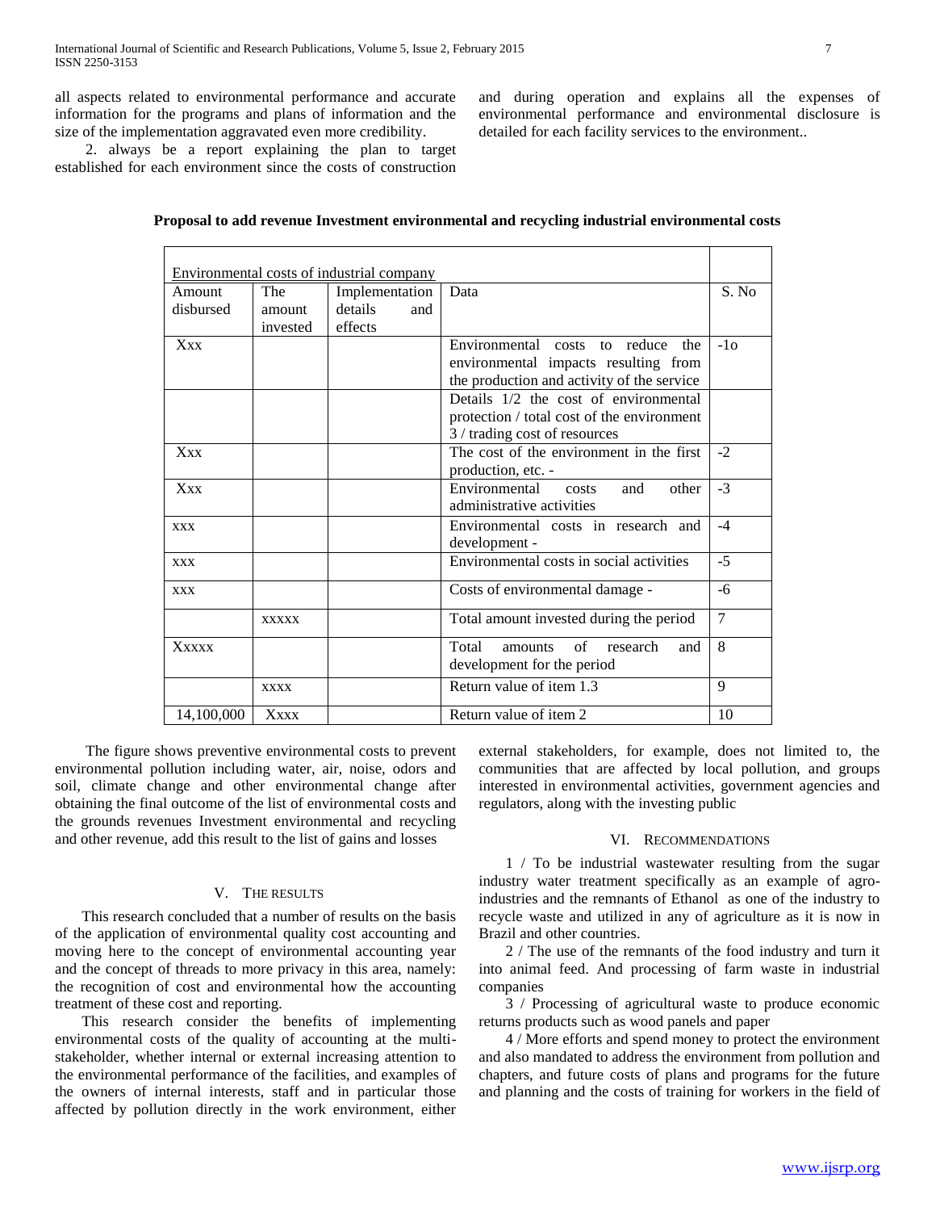all aspects related to environmental performance and accurate information for the programs and plans of information and the size of the implementation aggravated even more credibility.

2. always be a report explaining the plan to target established for each environment since the costs of construction and during operation and explains all the expenses of environmental performance and environmental disclosure is detailed for each facility services to the environment..

**Proposal to add revenue Investment environmental and recycling industrial environmental costs**

| Environmental costs of industrial company | | | | |
|---|---|---|---|---|
| Amount disbursed | The amount invested | Implementation details and effects | Data | S. No |
| Xxx | | | Environmental costs to reduce the environmental impacts resulting from the production and activity of the service | -1o |
| | | | Details 1/2 the cost of environmental protection / total cost of the environment 3 / trading cost of resources | |
| Xxx | | | The cost of the environment in the first production, etc. - | -2 |
| Xxx | | | Environmental costs and other administrative activities | -3 |
| xxx | | | Environmental costs in research and development - | -4 |
| xxx | | | Environmental costs in social activities | -5 |
| xxx | | | Costs of environmental damage - | -6 |
| | xxxxx | | Total amount invested during the period | 7 |
| Xxxxx | | | Total amounts of research and development for the period | 8 |
| | xxxx | | Return value of item 1.3 | 9 |
| 14,100,000 | Xxxx | | Return value of item 2 | 10 |

The figure shows preventive environmental costs to prevent environmental pollution including water, air, noise, odors and soil, climate change and other environmental change after obtaining the final outcome of the list of environmental costs and the grounds revenues Investment environmental and recycling and other revenue, add this result to the list of gains and losses

## V. The Results

This research concluded that a number of results on the basis of the application of environmental quality cost accounting and moving here to the concept of environmental accounting year and the concept of threads to more privacy in this area, namely: the recognition of cost and environmental how the accounting treatment of these cost and reporting.

This research consider the benefits of implementing environmental costs of the quality of accounting at the multi-stakeholder, whether internal or external increasing attention to the environmental performance of the facilities, and examples of the owners of internal interests, staff and in particular those affected by pollution directly in the work environment, either external stakeholders, for example, does not limited to, the communities that are affected by local pollution, and groups interested in environmental activities, government agencies and regulators, along with the investing public

## VI. Recommendations

1 / To be industrial wastewater resulting from the sugar industry water treatment specifically as an example of agro-industries and the remnants of Ethanol as one of the industry to recycle waste and utilized in any of agriculture as it is now in Brazil and other countries.

2 / The use of the remnants of the food industry and turn it into animal feed. And processing of farm waste in industrial companies

3 / Processing of agricultural waste to produce economic returns products such as wood panels and paper

4 / More efforts and spend money to protect the environment and also mandated to address the environment from pollution and chapters, and future costs of plans and programs for the future and planning and the costs of training for workers in the field of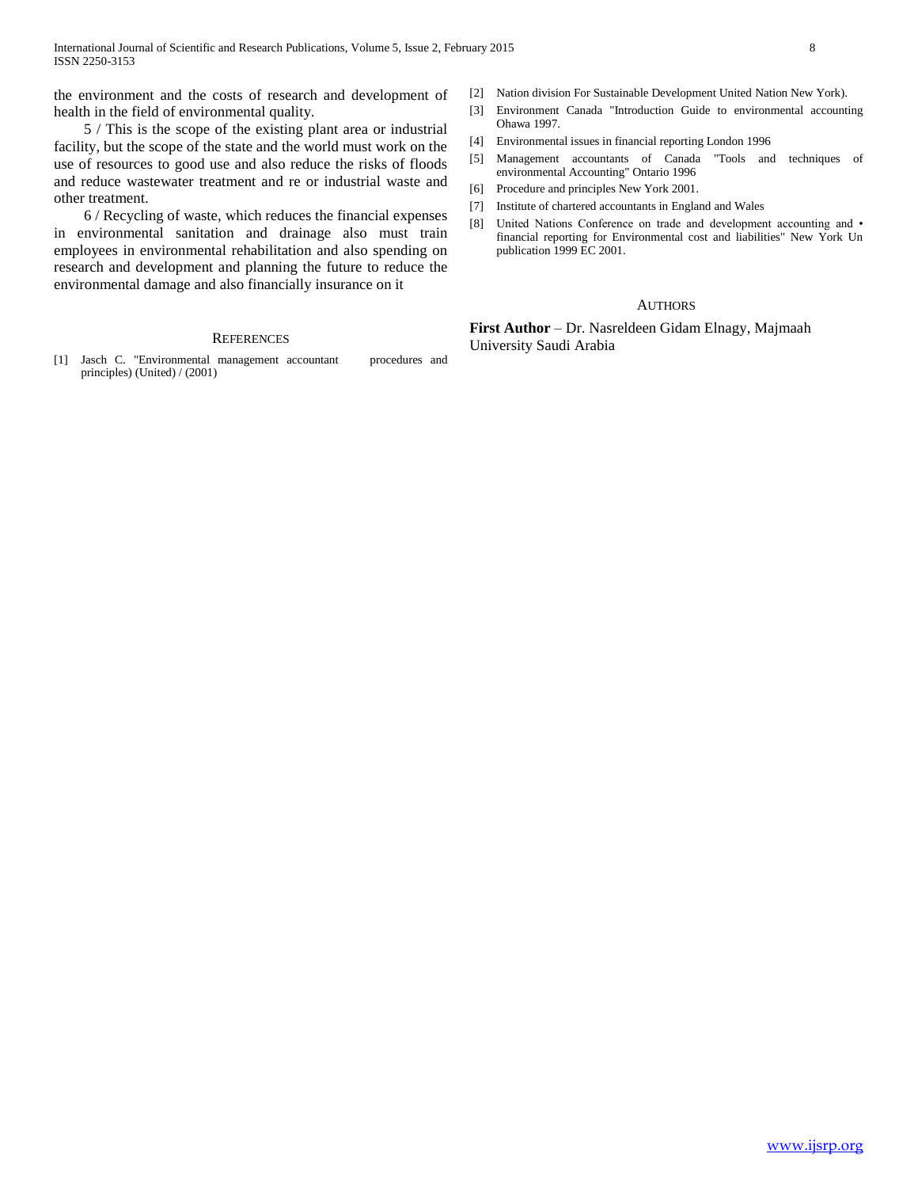the environment and the costs of research and development of health in the field of environmental quality.

5 / This is the scope of the existing plant area or industrial facility, but the scope of the state and the world must work on the use of resources to good use and also reduce the risks of floods and reduce wastewater treatment and re or industrial waste and other treatment.

6 / Recycling of waste, which reduces the financial expenses in environmental sanitation and drainage also must train employees in environmental rehabilitation and also spending on research and development and planning the future to reduce the environmental damage and also financially insurance on it

## References

[1] Jasch C. "Environmental management accountant procedures and principles) (United) / (2001)

[2] Nation division For Sustainable Development United Nation New York).

[3] Environment Canada "Introduction Guide to environmental accounting Ohawa 1997.

[4] Environmental issues in financial reporting London 1996

[5] Management accountants of Canada "Tools and techniques of environmental Accounting" Ontario 1996

[6] Procedure and principles New York 2001.

[7] Institute of chartered accountants in England and Wales

[8] United Nations Conference on trade and development accounting and • financial reporting for Environmental cost and liabilities" New York Un publication 1999 EC 2001.

## Authors

**First Author** – Dr. Nasreldeen Gidam Elnagy, Majmaah University Saudi Arabia